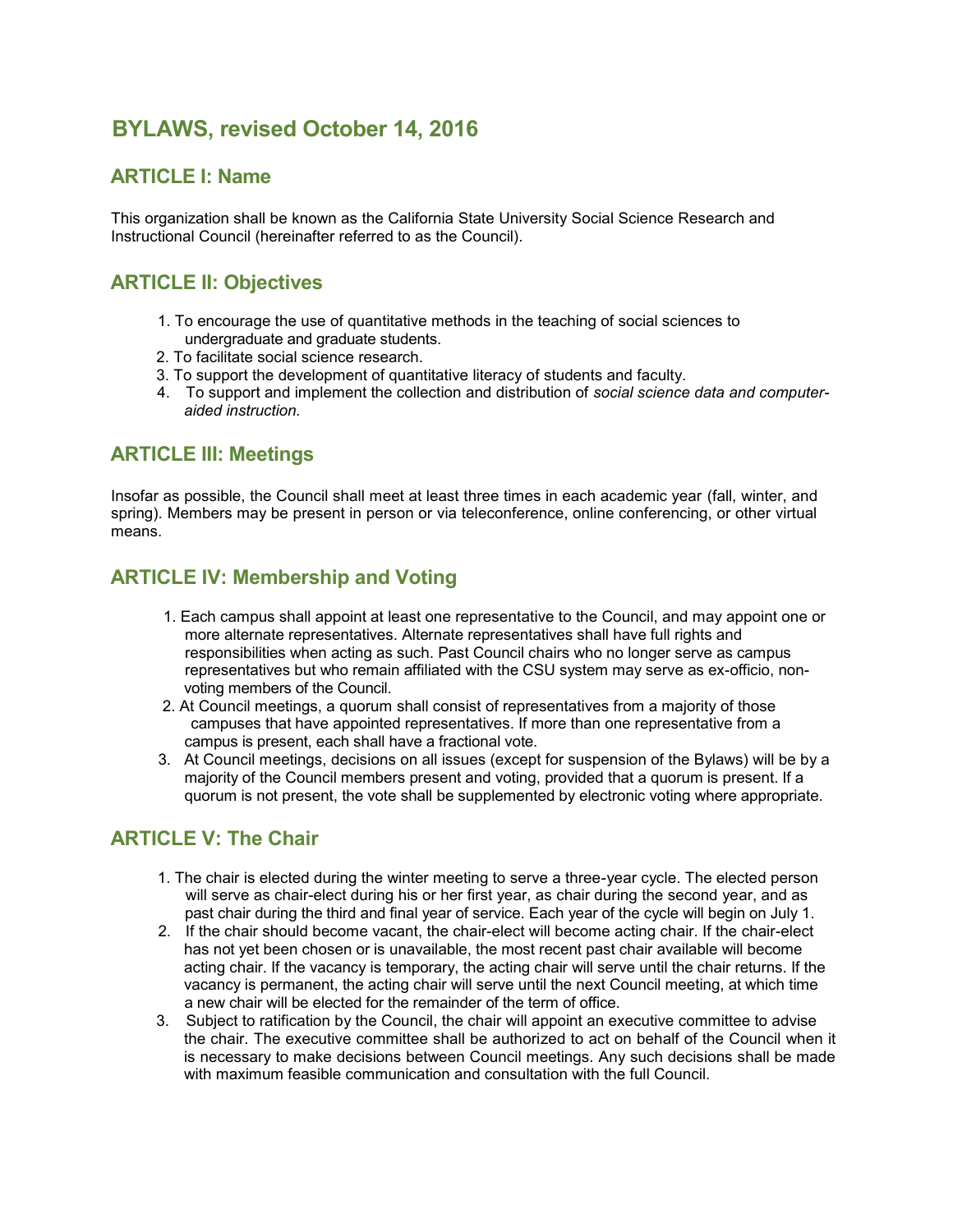# BYLAWS, revised October 14, 2016

## ARTICLE I: Name

This organization shall be known as the California State University Social Science Research and Instructional Council (hereinafter referred to as the Council).

## ARTICLE II: Objectives

1. To encourage the use of quantitative methods in the teaching of social sciences to undergraduate and graduate students.
2. To facilitate social science research.
3. To support the development of quantitative literacy of students and faculty.
4. To support and implement the collection and distribution of *social science data and computer-aided instruction.*

## ARTICLE III: Meetings

Insofar as possible, the Council shall meet at least three times in each academic year (fall, winter, and spring). Members may be present in person or via teleconference, online conferencing, or other virtual means.

## ARTICLE IV: Membership and Voting

1. Each campus shall appoint at least one representative to the Council, and may appoint one or more alternate representatives. Alternate representatives shall have full rights and responsibilities when acting as such. Past Council chairs who no longer serve as campus representatives but who remain affiliated with the CSU system may serve as ex-officio, non-voting members of the Council.
2. At Council meetings, a quorum shall consist of representatives from a majority of those campuses that have appointed representatives. If more than one representative from a campus is present, each shall have a fractional vote.
3. At Council meetings, decisions on all issues (except for suspension of the Bylaws) will be by a majority of the Council members present and voting, provided that a quorum is present. If a quorum is not present, the vote shall be supplemented by electronic voting where appropriate.

## ARTICLE V: The Chair

1. The chair is elected during the winter meeting to serve a three-year cycle. The elected person will serve as chair-elect during his or her first year, as chair during the second year, and as past chair during the third and final year of service. Each year of the cycle will begin on July 1.
2. If the chair should become vacant, the chair-elect will become acting chair. If the chair-elect has not yet been chosen or is unavailable, the most recent past chair available will become acting chair. If the vacancy is temporary, the acting chair will serve until the chair returns. If the vacancy is permanent, the acting chair will serve until the next Council meeting, at which time a new chair will be elected for the remainder of the term of office.
3. Subject to ratification by the Council, the chair will appoint an executive committee to advise the chair. The executive committee shall be authorized to act on behalf of the Council when it is necessary to make decisions between Council meetings. Any such decisions shall be made with maximum feasible communication and consultation with the full Council.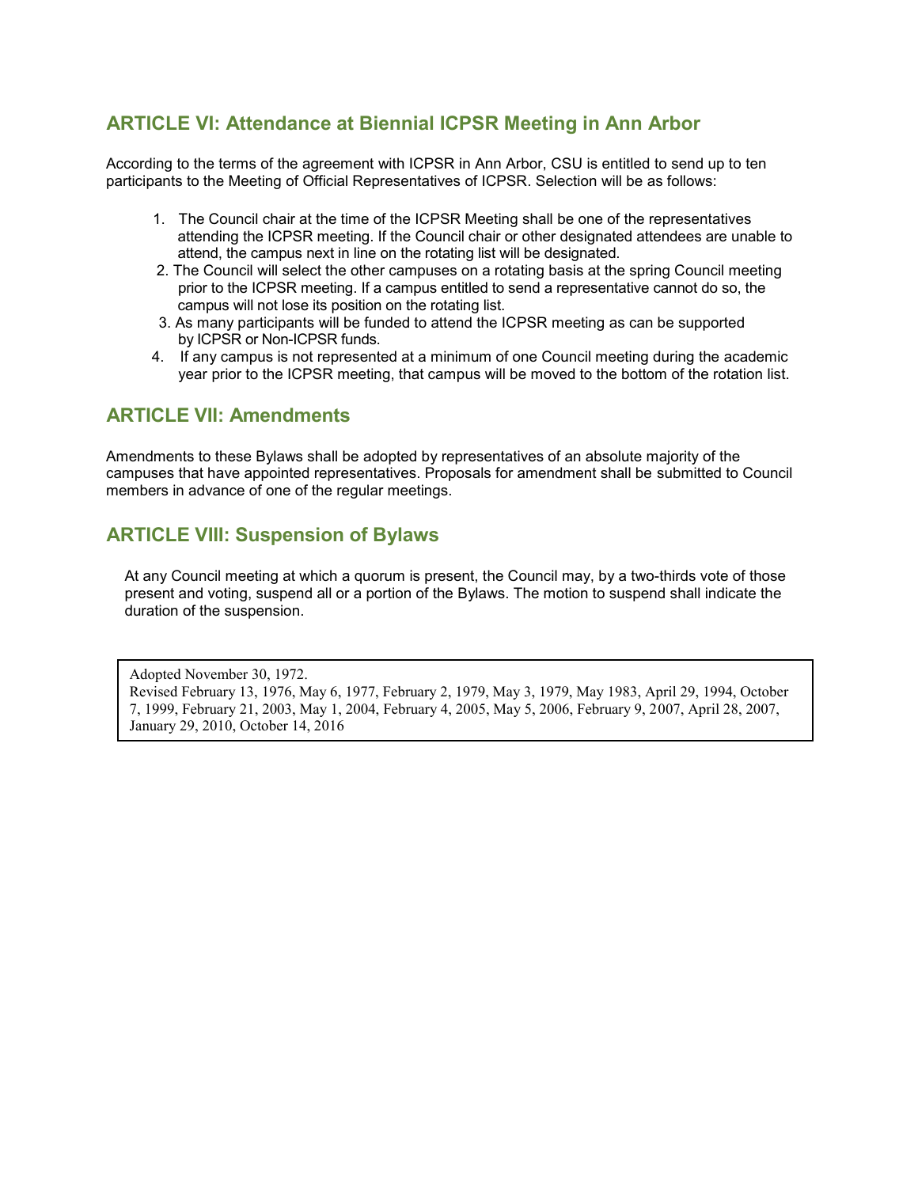## ARTICLE VI: Attendance at Biennial ICPSR Meeting in Ann Arbor

According to the terms of the agreement with ICPSR in Ann Arbor, CSU is entitled to send up to ten participants to the Meeting of Official Representatives of ICPSR. Selection will be as follows:

1. The Council chair at the time of the ICPSR Meeting shall be one of the representatives attending the ICPSR meeting. If the Council chair or other designated attendees are unable to attend, the campus next in line on the rotating list will be designated.
2. The Council will select the other campuses on a rotating basis at the spring Council meeting prior to the ICPSR meeting. If a campus entitled to send a representative cannot do so, the campus will not lose its position on the rotating list.
3. As many participants will be funded to attend the ICPSR meeting as can be supported by ICPSR or Non-ICPSR funds.
4. If any campus is not represented at a minimum of one Council meeting during the academic year prior to the ICPSR meeting, that campus will be moved to the bottom of the rotation list.

## ARTICLE VII: Amendments

Amendments to these Bylaws shall be adopted by representatives of an absolute majority of the campuses that have appointed representatives. Proposals for amendment shall be submitted to Council members in advance of one of the regular meetings.

## ARTICLE VIII: Suspension of Bylaws

At any Council meeting at which a quorum is present, the Council may, by a two-thirds vote of those present and voting, suspend all or a portion of the Bylaws. The motion to suspend shall indicate the duration of the suspension.

Adopted November 30, 1972.
Revised February 13, 1976, May 6, 1977, February 2, 1979, May 3, 1979, May 1983, April 29, 1994, October 7, 1999, February 21, 2003, May 1, 2004, February 4, 2005, May 5, 2006, February 9, 2007, April 28, 2007, January 29, 2010, October 14, 2016